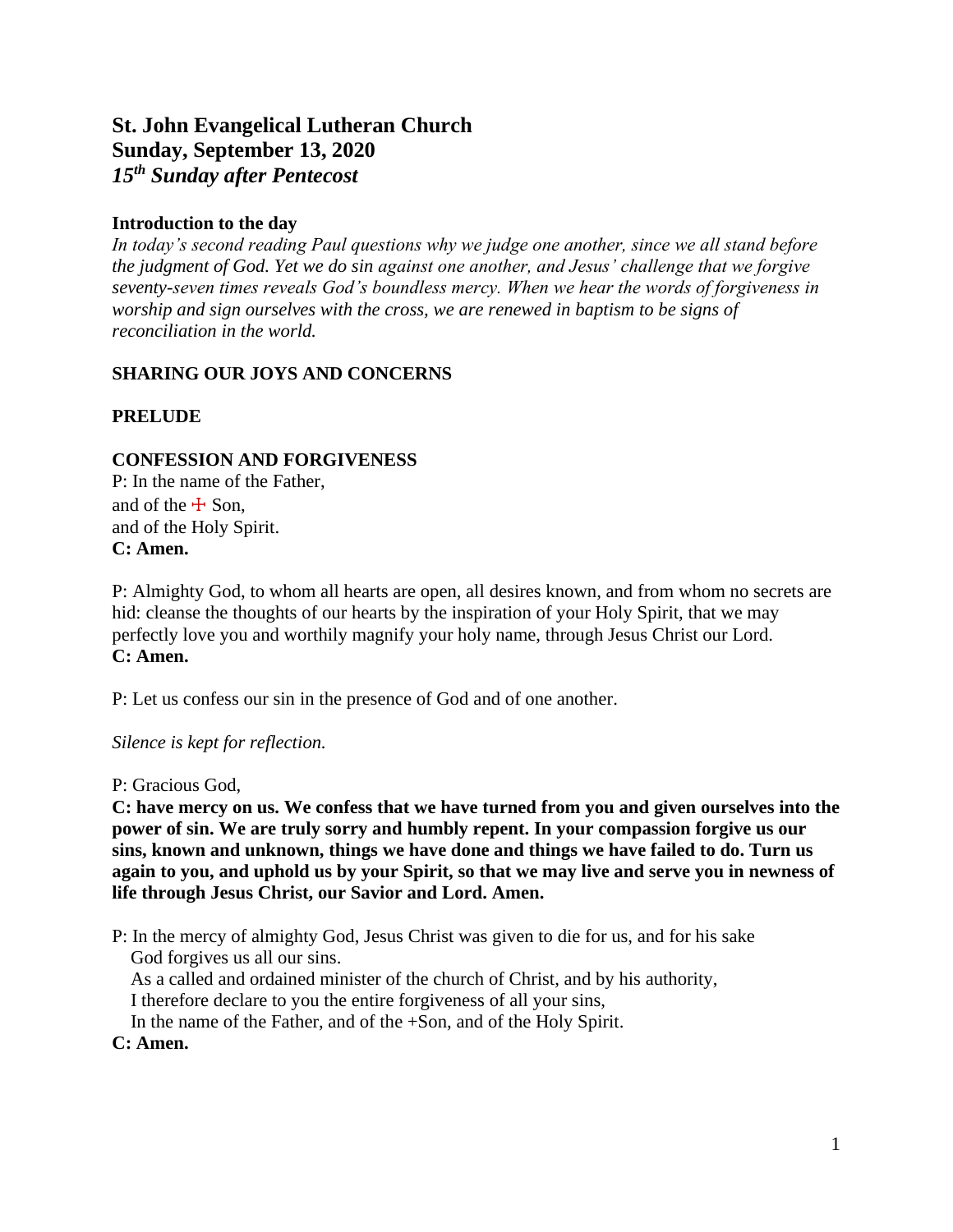# St. John Evangelical Lutheran Church
# Sunday, September 13, 2020
# *15th Sunday after Pentecost*

### Introduction to the day

*In today's second reading Paul questions why we judge one another, since we all stand before the judgment of God. Yet we do sin against one another, and Jesus' challenge that we forgive seventy-seven times reveals God's boundless mercy. When we hear the words of forgiveness in worship and sign ourselves with the cross, we are renewed in baptism to be signs of reconciliation in the world.*

### SHARING OUR JOYS AND CONCERNS

### PRELUDE

### CONFESSION AND FORGIVENESS

P: In the name of the Father,
and of the ☩ Son,
and of the Holy Spirit.
**C: Amen.**

P: Almighty God, to whom all hearts are open, all desires known, and from whom no secrets are hid: cleanse the thoughts of our hearts by the inspiration of your Holy Spirit, that we may perfectly love you and worthily magnify your holy name, through Jesus Christ our Lord.
**C: Amen.**

P: Let us confess our sin in the presence of God and of one another.

*Silence is kept for reflection.*

P: Gracious God,
**C: have mercy on us. We confess that we have turned from you and given ourselves into the power of sin. We are truly sorry and humbly repent. In your compassion forgive us our sins, known and unknown, things we have done and things we have failed to do. Turn us again to you, and uphold us by your Spirit, so that we may live and serve you in newness of life through Jesus Christ, our Savior and Lord. Amen.**

P: In the mercy of almighty God, Jesus Christ was given to die for us, and for his sake God forgives us all our sins.
As a called and ordained minister of the church of Christ, and by his authority,
I therefore declare to you the entire forgiveness of all your sins,
In the name of the Father, and of the +Son, and of the Holy Spirit.
**C: Amen.**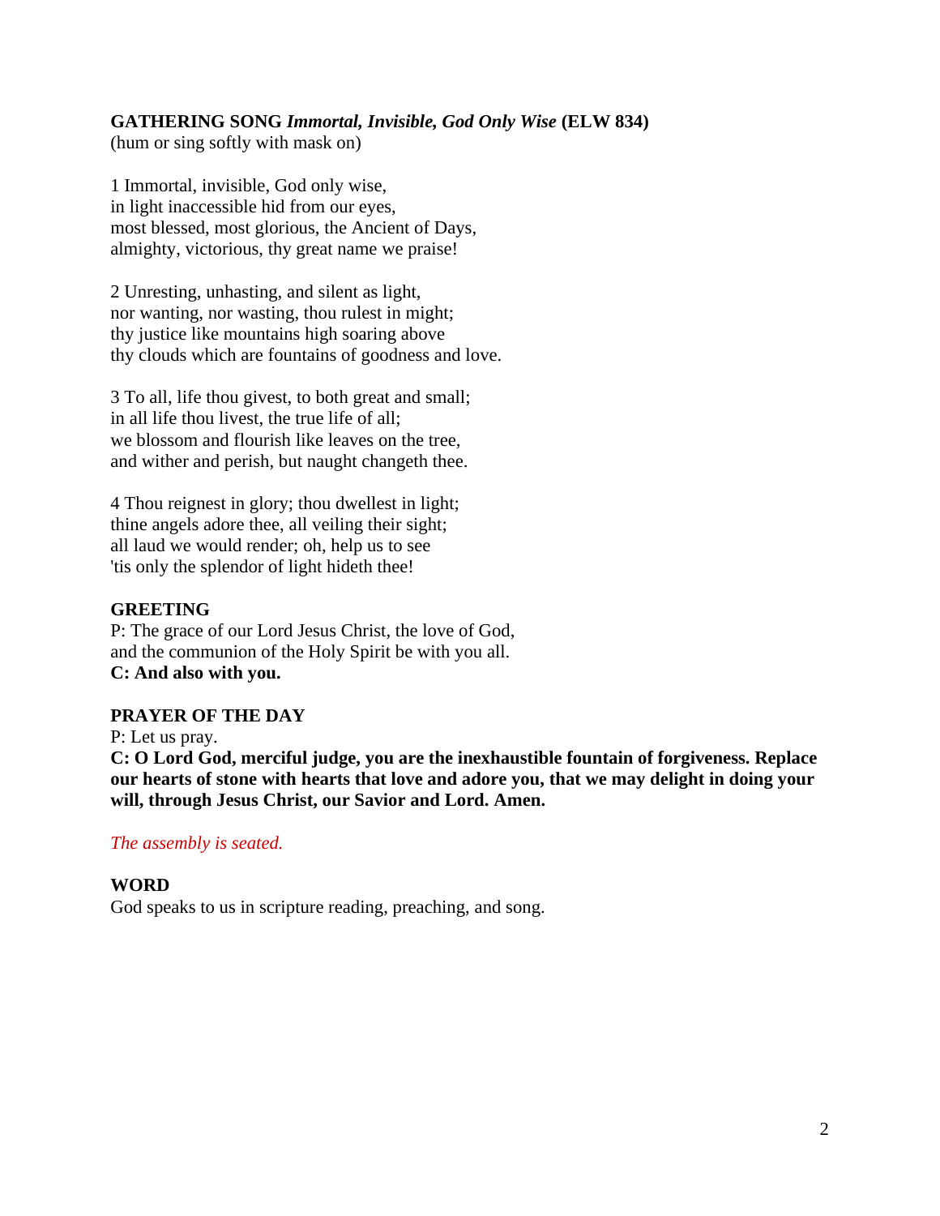**GATHERING SONG** ***Immortal, Invisible, God Only Wise*** **(ELW 834)**
(hum or sing softly with mask on)

1 Immortal, invisible, God only wise,
in light inaccessible hid from our eyes,
most blessed, most glorious, the Ancient of Days,
almighty, victorious, thy great name we praise!

2 Unresting, unhasting, and silent as light,
nor wanting, nor wasting, thou rulest in might;
thy justice like mountains high soaring above
thy clouds which are fountains of goodness and love.

3 To all, life thou givest, to both great and small;
in all life thou livest, the true life of all;
we blossom and flourish like leaves on the tree,
and wither and perish, but naught changeth thee.

4 Thou reignest in glory; thou dwellest in light;
thine angels adore thee, all veiling their sight;
all laud we would render; oh, help us to see
'tis only the splendor of light hideth thee!

**GREETING**
P: The grace of our Lord Jesus Christ, the love of God,
and the communion of the Holy Spirit be with you all.
**C: And also with you.**

**PRAYER OF THE DAY**
P: Let us pray.
**C: O Lord God, merciful judge, you are the inexhaustible fountain of forgiveness. Replace our hearts of stone with hearts that love and adore you, that we may delight in doing your will, through Jesus Christ, our Savior and Lord. Amen.**

*The assembly is seated.*

**WORD**
God speaks to us in scripture reading, preaching, and song.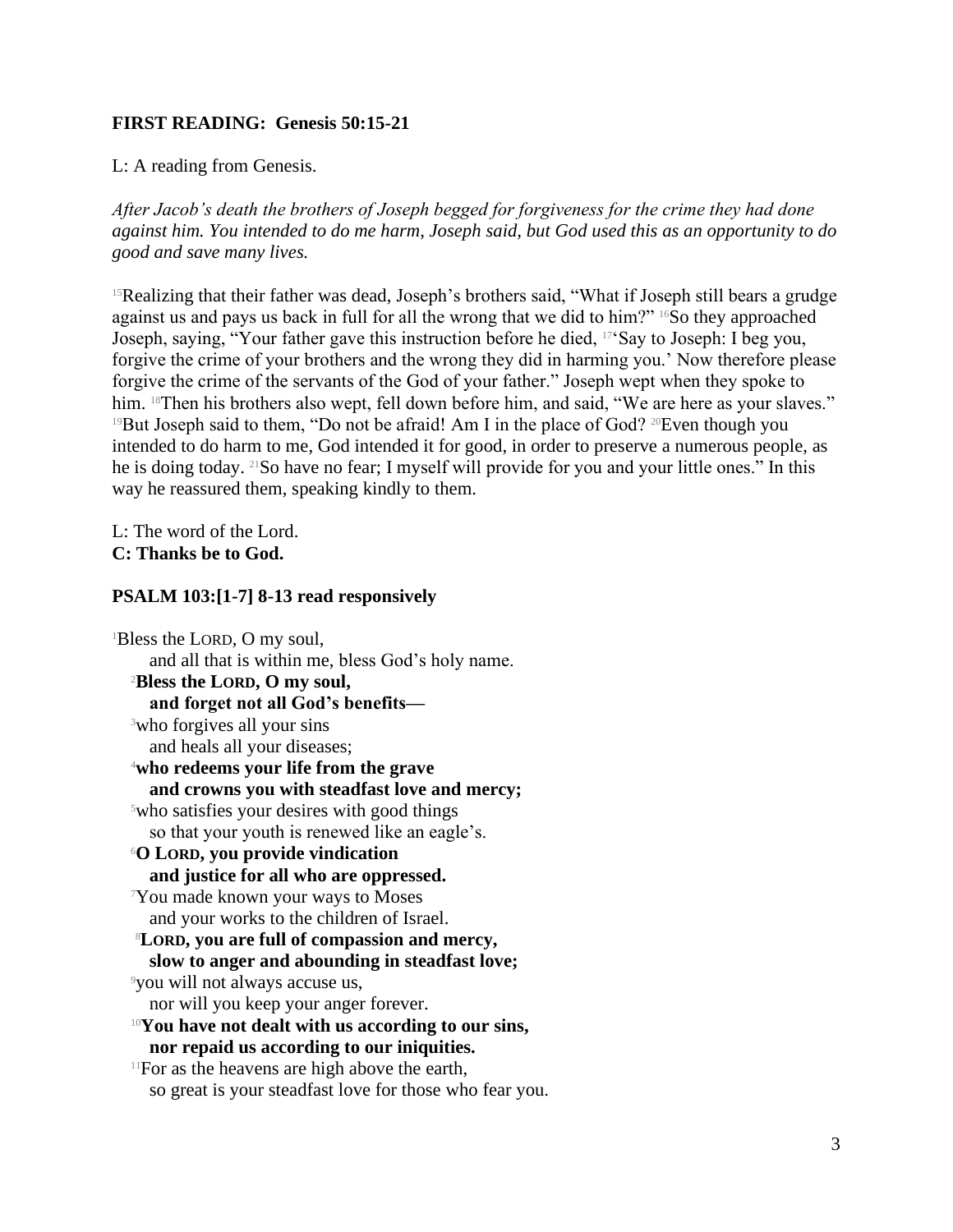**FIRST READING: Genesis 50:15-21**

L: A reading from Genesis.

*After Jacob's death the brothers of Joseph begged for forgiveness for the crime they had done against him. You intended to do me harm, Joseph said, but God used this as an opportunity to do good and save many lives.*

[15]Realizing that their father was dead, Joseph's brothers said, "What if Joseph still bears a grudge against us and pays us back in full for all the wrong that we did to him?" [16]So they approached Joseph, saying, "Your father gave this instruction before he died, [17]'Say to Joseph: I beg you, forgive the crime of your brothers and the wrong they did in harming you.' Now therefore please forgive the crime of the servants of the God of your father." Joseph wept when they spoke to him. [18]Then his brothers also wept, fell down before him, and said, "We are here as your slaves." [19]But Joseph said to them, "Do not be afraid! Am I in the place of God? [20]Even though you intended to do harm to me, God intended it for good, in order to preserve a numerous people, as he is doing today. [21]So have no fear; I myself will provide for you and your little ones." In this way he reassured them, speaking kindly to them.

L: The word of the Lord.
**C: Thanks be to God.**

**PSALM 103:[1-7] 8-13 read responsively**

[1]Bless the LORD, O my soul,
and all that is within me, bless God's holy name.
[2]**Bless the LORD, O my soul,**
**and forget not all God's benefits—**
[3]who forgives all your sins
and heals all your diseases;
[4]**who redeems your life from the grave**
**and crowns you with steadfast love and mercy;**
[5]who satisfies your desires with good things
so that your youth is renewed like an eagle's.
[6]**O LORD, you provide vindication**
**and justice for all who are oppressed.**
[7]You made known your ways to Moses
and your works to the children of Israel.
[8]**LORD, you are full of compassion and mercy,**
**slow to anger and abounding in steadfast love;**
[9]you will not always accuse us,
nor will you keep your anger forever.
[10]**You have not dealt with us according to our sins,**
**nor repaid us according to our iniquities.**
[11]For as the heavens are high above the earth,
so great is your steadfast love for those who fear you.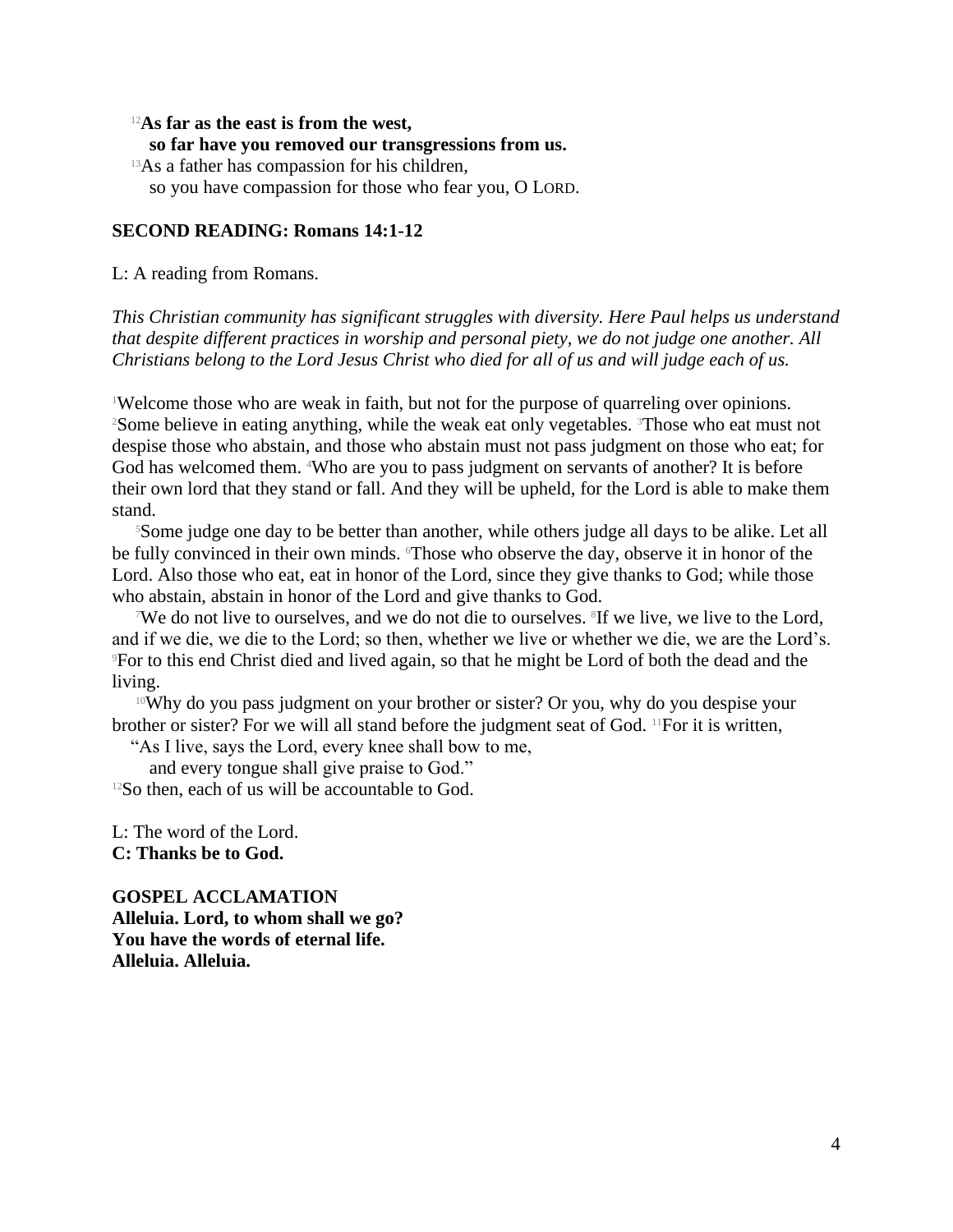[12]**As far as the east is from the west,**
**so far have you removed our transgressions from us.**
[13]As a father has compassion for his children,
so you have compassion for those who fear you, O LORD.

**SECOND READING: Romans 14:1-12**

L: A reading from Romans.

*This Christian community has significant struggles with diversity. Here Paul helps us understand that despite different practices in worship and personal piety, we do not judge one another. All Christians belong to the Lord Jesus Christ who died for all of us and will judge each of us.*

[1]Welcome those who are weak in faith, but not for the purpose of quarreling over opinions. [2]Some believe in eating anything, while the weak eat only vegetables. [3]Those who eat must not despise those who abstain, and those who abstain must not pass judgment on those who eat; for God has welcomed them. [4]Who are you to pass judgment on servants of another? It is before their own lord that they stand or fall. And they will be upheld, for the Lord is able to make them stand.

[5]Some judge one day to be better than another, while others judge all days to be alike. Let all be fully convinced in their own minds. [6]Those who observe the day, observe it in honor of the Lord. Also those who eat, eat in honor of the Lord, since they give thanks to God; while those who abstain, abstain in honor of the Lord and give thanks to God.

[7]We do not live to ourselves, and we do not die to ourselves. [8]If we live, we live to the Lord, and if we die, we die to the Lord; so then, whether we live or whether we die, we are the Lord's. [9]For to this end Christ died and lived again, so that he might be Lord of both the dead and the living.

[10]Why do you pass judgment on your brother or sister? Or you, why do you despise your brother or sister? For we will all stand before the judgment seat of God. [11]For it is written,
"As I live, says the Lord, every knee shall bow to me,
and every tongue shall give praise to God."
[12]So then, each of us will be accountable to God.

L: The word of the Lord.
**C: Thanks be to God.**

**GOSPEL ACCLAMATION**
**Alleluia. Lord, to whom shall we go?**
**You have the words of eternal life.**
**Alleluia. Alleluia.**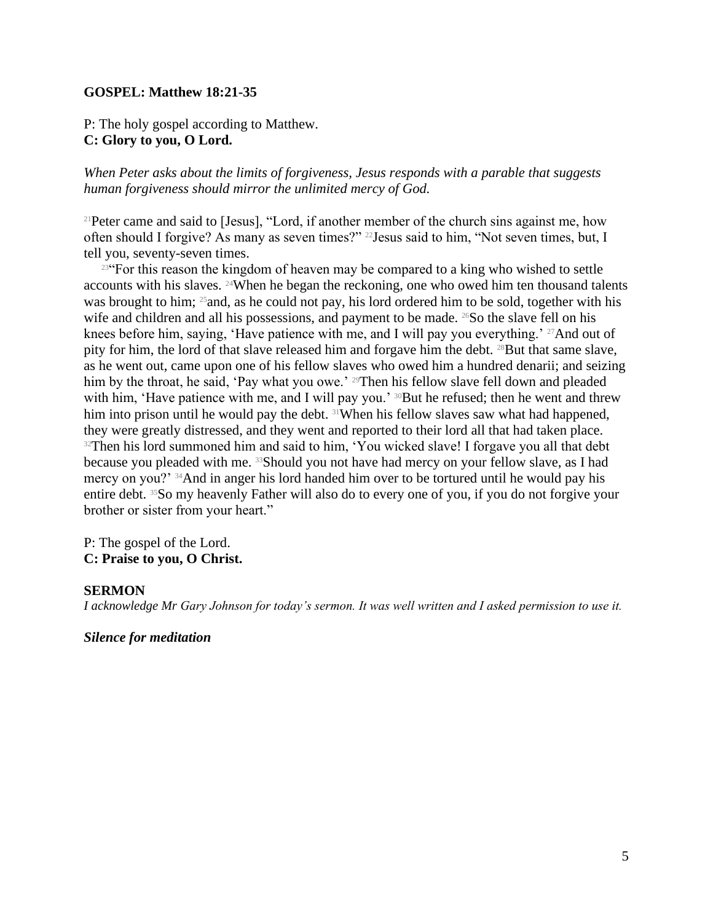**GOSPEL: Matthew 18:21-35**

P: The holy gospel according to Matthew.
**C: Glory to you, O Lord.**

*When Peter asks about the limits of forgiveness, Jesus responds with a parable that suggests human forgiveness should mirror the unlimited mercy of God.*

[21]Peter came and said to [Jesus], “Lord, if another member of the church sins against me, how often should I forgive? As many as seven times?” [22]Jesus said to him, “Not seven times, but, I tell you, seventy-seven times.

[23]“For this reason the kingdom of heaven may be compared to a king who wished to settle accounts with his slaves. [24]When he began the reckoning, one who owed him ten thousand talents was brought to him; [25]and, as he could not pay, his lord ordered him to be sold, together with his wife and children and all his possessions, and payment to be made. [26]So the slave fell on his knees before him, saying, ‘Have patience with me, and I will pay you everything.’ [27]And out of pity for him, the lord of that slave released him and forgave him the debt. [28]But that same slave, as he went out, came upon one of his fellow slaves who owed him a hundred denarii; and seizing him by the throat, he said, ‘Pay what you owe.’ [29]Then his fellow slave fell down and pleaded with him, ‘Have patience with me, and I will pay you.’ [30]But he refused; then he went and threw him into prison until he would pay the debt. [31]When his fellow slaves saw what had happened, they were greatly distressed, and they went and reported to their lord all that had taken place. [32]Then his lord summoned him and said to him, ‘You wicked slave! I forgave you all that debt because you pleaded with me. [33]Should you not have had mercy on your fellow slave, as I had mercy on you?’ [34]And in anger his lord handed him over to be tortured until he would pay his entire debt. [35]So my heavenly Father will also do to every one of you, if you do not forgive your brother or sister from your heart.”

P: The gospel of the Lord.
**C: Praise to you, O Christ.**

**SERMON**
*I acknowledge Mr Gary Johnson for today’s sermon. It was well written and I asked permission to use it.*

***Silence for meditation***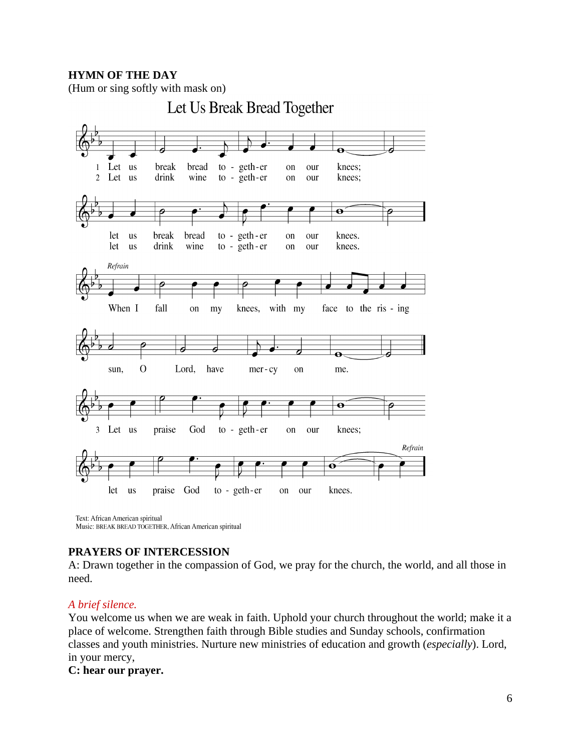**HYMN OF THE DAY**
(Hum or sing softly with mask on)

## Let Us Break Bread Together

1 Let us break bread to - geth-er on our knees;
let us break bread to - geth-er on our knees.

2 Let us drink wine to - geth-er on our knees;
let us drink wine to - geth-er on our knees.

*Refrain*
When I fall on my knees, with my face to the ris - ing sun, O Lord, have mer-cy on me.

3 Let us praise God to - geth-er on our knees;
let us praise God to - geth-er on our knees. *Refrain*

Text: African American spiritual
Music: BREAK BREAD TOGETHER, African American spiritual

**PRAYERS OF INTERCESSION**

A: Drawn together in the compassion of God, we pray for the church, the world, and all those in need.

*A brief silence.*

You welcome us when we are weak in faith. Uphold your church throughout the world; make it a place of welcome. Strengthen faith through Bible studies and Sunday schools, confirmation classes and youth ministries. Nurture new ministries of education and growth (*especially*). Lord, in your mercy,

**C: hear our prayer.**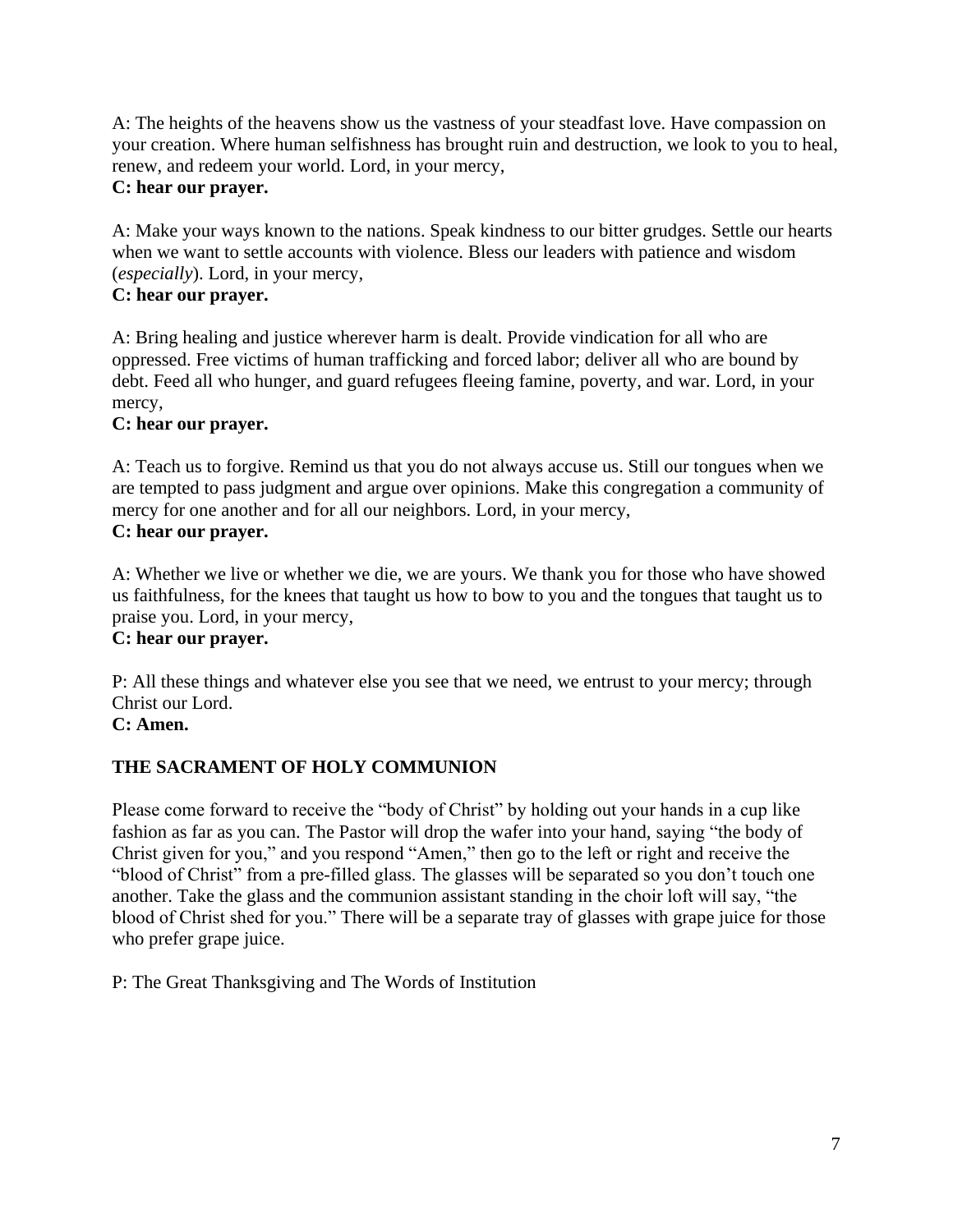A: The heights of the heavens show us the vastness of your steadfast love. Have compassion on your creation. Where human selfishness has brought ruin and destruction, we look to you to heal, renew, and redeem your world. Lord, in your mercy,
**C: hear our prayer.**

A: Make your ways known to the nations. Speak kindness to our bitter grudges. Settle our hearts when we want to settle accounts with violence. Bless our leaders with patience and wisdom (*especially*). Lord, in your mercy,
**C: hear our prayer.**

A: Bring healing and justice wherever harm is dealt. Provide vindication for all who are oppressed. Free victims of human trafficking and forced labor; deliver all who are bound by debt. Feed all who hunger, and guard refugees fleeing famine, poverty, and war. Lord, in your mercy,
**C: hear our prayer.**

A: Teach us to forgive. Remind us that you do not always accuse us. Still our tongues when we are tempted to pass judgment and argue over opinions. Make this congregation a community of mercy for one another and for all our neighbors. Lord, in your mercy,
**C: hear our prayer.**

A: Whether we live or whether we die, we are yours. We thank you for those who have showed us faithfulness, for the knees that taught us how to bow to you and the tongues that taught us to praise you. Lord, in your mercy,
**C: hear our prayer.**

P: All these things and whatever else you see that we need, we entrust to your mercy; through Christ our Lord.
**C: Amen.**

**THE SACRAMENT OF HOLY COMMUNION**

Please come forward to receive the "body of Christ" by holding out your hands in a cup like fashion as far as you can. The Pastor will drop the wafer into your hand, saying "the body of Christ given for you," and you respond "Amen," then go to the left or right and receive the "blood of Christ" from a pre-filled glass. The glasses will be separated so you don't touch one another. Take the glass and the communion assistant standing in the choir loft will say, "the blood of Christ shed for you." There will be a separate tray of glasses with grape juice for those who prefer grape juice.

P: The Great Thanksgiving and The Words of Institution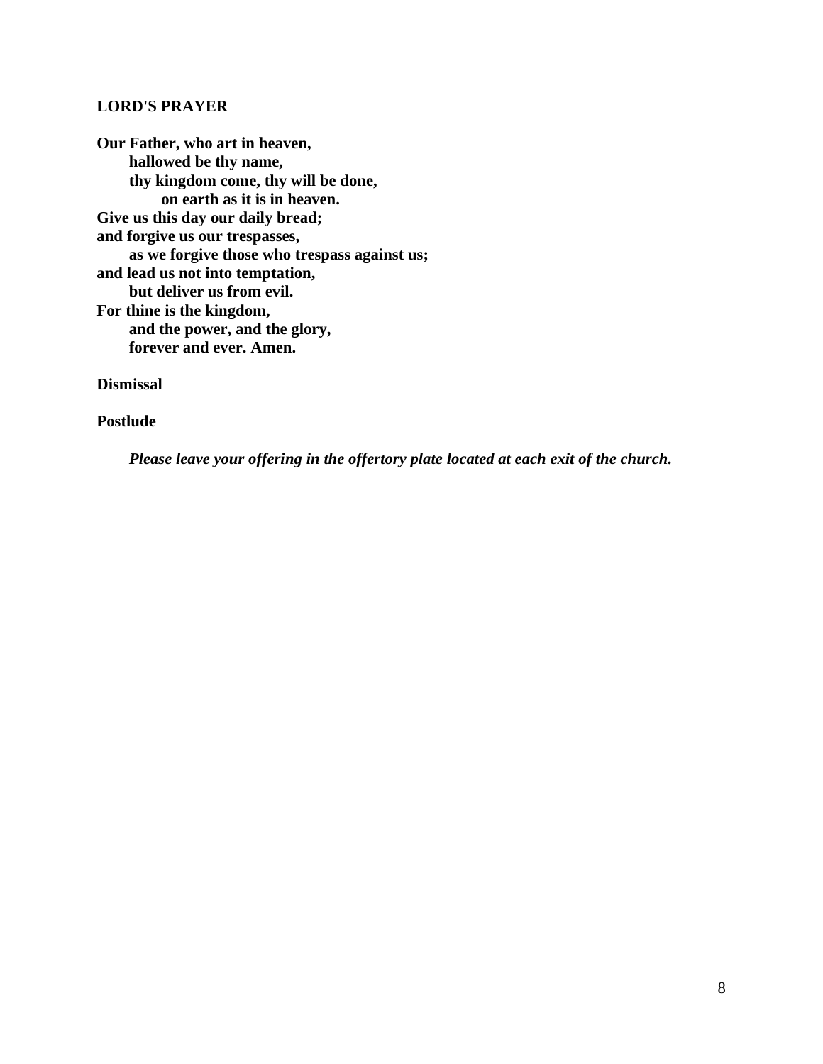**LORD'S PRAYER**

**Our Father, who art in heaven,**
**hallowed be thy name,**
**thy kingdom come, thy will be done,**
**on earth as it is in heaven.**
**Give us this day our daily bread;**
**and forgive us our trespasses,**
**as we forgive those who trespass against us;**
**and lead us not into temptation,**
**but deliver us from evil.**
**For thine is the kingdom,**
**and the power, and the glory,**
**forever and ever. Amen.**

**Dismissal**

**Postlude**

***Please leave your offering in the offertory plate located at each exit of the church.***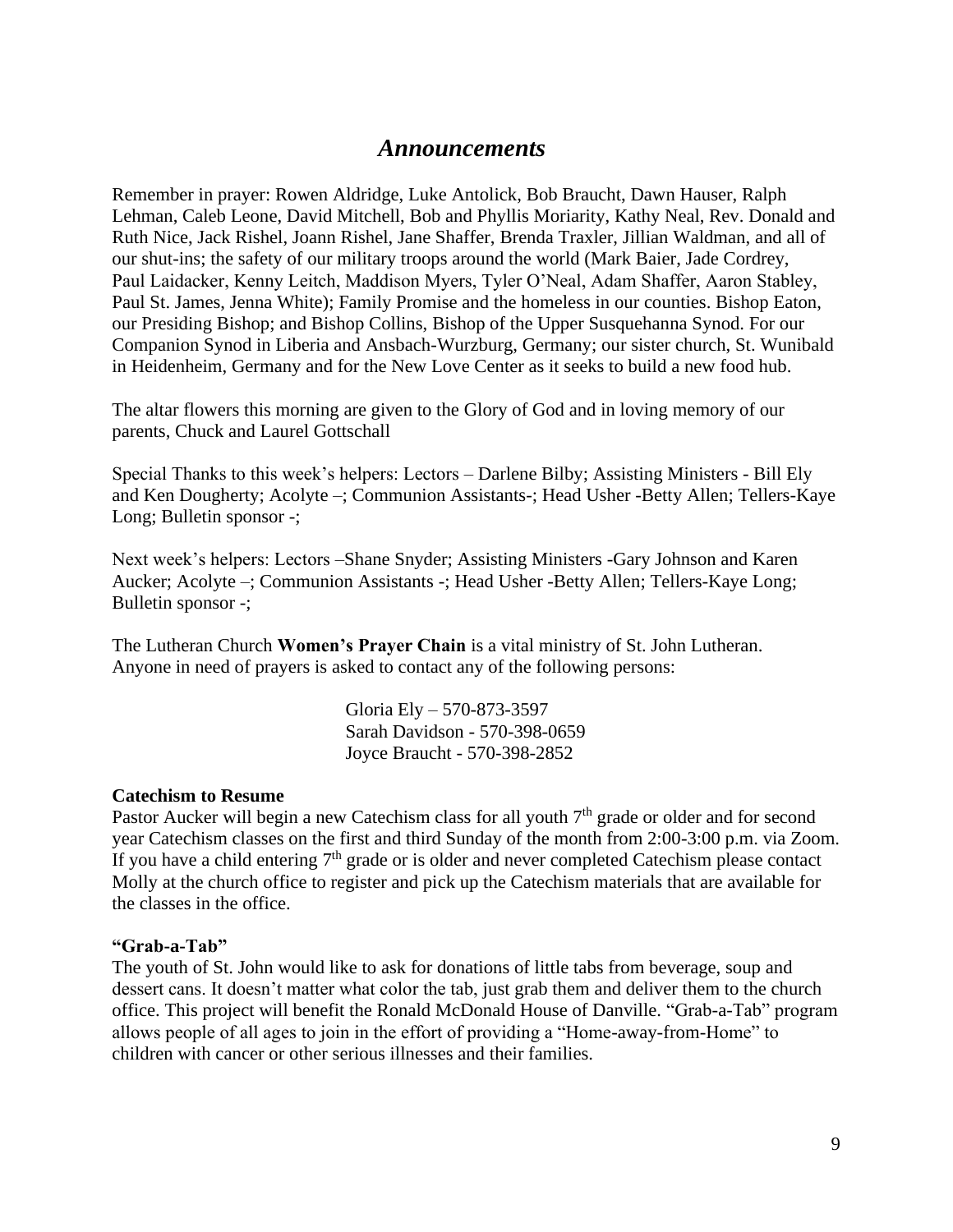## *Announcements*

Remember in prayer: Rowen Aldridge, Luke Antolick, Bob Braucht, Dawn Hauser, Ralph Lehman, Caleb Leone, David Mitchell, Bob and Phyllis Moriarity, Kathy Neal, Rev. Donald and Ruth Nice, Jack Rishel, Joann Rishel, Jane Shaffer, Brenda Traxler, Jillian Waldman, and all of our shut-ins; the safety of our military troops around the world (Mark Baier, Jade Cordrey, Paul Laidacker, Kenny Leitch, Maddison Myers, Tyler O'Neal, Adam Shaffer, Aaron Stabley, Paul St. James, Jenna White); Family Promise and the homeless in our counties. Bishop Eaton, our Presiding Bishop; and Bishop Collins, Bishop of the Upper Susquehanna Synod. For our Companion Synod in Liberia and Ansbach-Wurzburg, Germany; our sister church, St. Wunibald in Heidenheim, Germany and for the New Love Center as it seeks to build a new food hub.

The altar flowers this morning are given to the Glory of God and in loving memory of our parents, Chuck and Laurel Gottschall

Special Thanks to this week's helpers: Lectors – Darlene Bilby; Assisting Ministers - Bill Ely and Ken Dougherty; Acolyte –; Communion Assistants-; Head Usher -Betty Allen; Tellers-Kaye Long; Bulletin sponsor -;

Next week's helpers: Lectors –Shane Snyder; Assisting Ministers -Gary Johnson and Karen Aucker; Acolyte –; Communion Assistants -; Head Usher -Betty Allen; Tellers-Kaye Long; Bulletin sponsor -;

The Lutheran Church **Women's Prayer Chain** is a vital ministry of St. John Lutheran. Anyone in need of prayers is asked to contact any of the following persons:

Gloria Ely – 570-873-3597
Sarah Davidson - 570-398-0659
Joyce Braucht - 570-398-2852

**Catechism to Resume**
Pastor Aucker will begin a new Catechism class for all youth 7th grade or older and for second year Catechism classes on the first and third Sunday of the month from 2:00-3:00 p.m. via Zoom. If you have a child entering 7th grade or is older and never completed Catechism please contact Molly at the church office to register and pick up the Catechism materials that are available for the classes in the office.

**"Grab-a-Tab"**
The youth of St. John would like to ask for donations of little tabs from beverage, soup and dessert cans. It doesn't matter what color the tab, just grab them and deliver them to the church office. This project will benefit the Ronald McDonald House of Danville. "Grab-a-Tab" program allows people of all ages to join in the effort of providing a "Home-away-from-Home" to children with cancer or other serious illnesses and their families.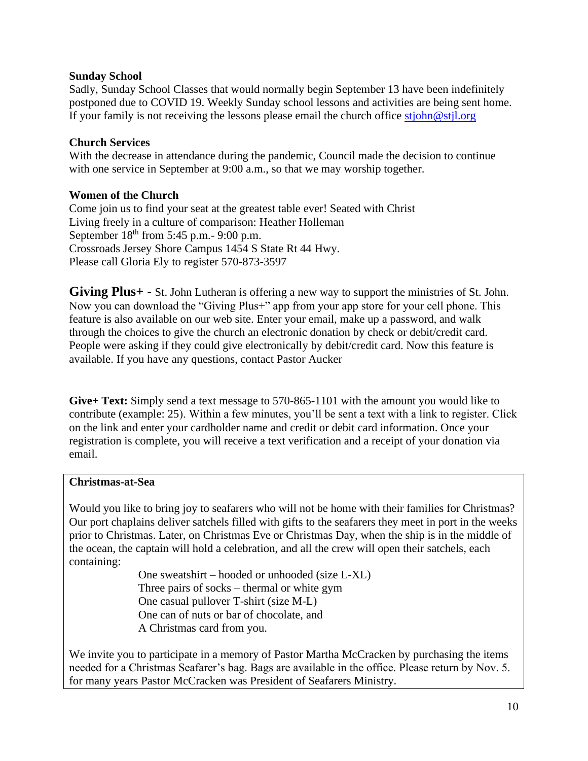**Sunday School**

Sadly, Sunday School Classes that would normally begin September 13 have been indefinitely postponed due to COVID 19. Weekly Sunday school lessons and activities are being sent home. If your family is not receiving the lessons please email the church office stjohn@stjl.org

**Church Services**

With the decrease in attendance during the pandemic, Council made the decision to continue with one service in September at 9:00 a.m., so that we may worship together.

**Women of the Church**

Come join us to find your seat at the greatest table ever! Seated with Christ
Living freely in a culture of comparison: Heather Holleman
September 18th from 5:45 p.m.- 9:00 p.m.
Crossroads Jersey Shore Campus 1454 S State Rt 44 Hwy.
Please call Gloria Ely to register 570-873-3597

**Giving Plus+ -** St. John Lutheran is offering a new way to support the ministries of St. John. Now you can download the "Giving Plus+" app from your app store for your cell phone. This feature is also available on our web site. Enter your email, make up a password, and walk through the choices to give the church an electronic donation by check or debit/credit card. People were asking if they could give electronically by debit/credit card. Now this feature is available. If you have any questions, contact Pastor Aucker

**Give+ Text:** Simply send a text message to 570-865-1101 with the amount you would like to contribute (example: 25). Within a few minutes, you'll be sent a text with a link to register. Click on the link and enter your cardholder name and credit or debit card information. Once your registration is complete, you will receive a text verification and a receipt of your donation via email.

**Christmas-at-Sea**

Would you like to bring joy to seafarers who will not be home with their families for Christmas? Our port chaplains deliver satchels filled with gifts to the seafarers they meet in port in the weeks prior to Christmas. Later, on Christmas Eve or Christmas Day, when the ship is in the middle of the ocean, the captain will hold a celebration, and all the crew will open their satchels, each containing:

One sweatshirt – hooded or unhooded (size L-XL)
Three pairs of socks – thermal or white gym
One casual pullover T-shirt (size M-L)
One can of nuts or bar of chocolate, and
A Christmas card from you.

We invite you to participate in a memory of Pastor Martha McCracken by purchasing the items needed for a Christmas Seafarer's bag. Bags are available in the office. Please return by Nov. 5. for many years Pastor McCracken was President of Seafarers Ministry.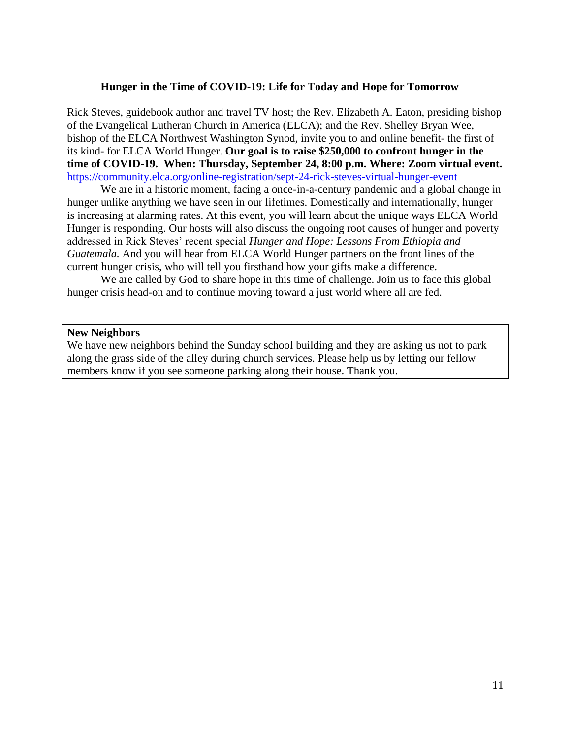### Hunger in the Time of COVID-19: Life for Today and Hope for Tomorrow

Rick Steves, guidebook author and travel TV host; the Rev. Elizabeth A. Eaton, presiding bishop of the Evangelical Lutheran Church in America (ELCA); and the Rev. Shelley Bryan Wee, bishop of the ELCA Northwest Washington Synod, invite you to and online benefit- the first of its kind- for ELCA World Hunger. **Our goal is to raise $250,000 to confront hunger in the time of COVID-19. When: Thursday, September 24, 8:00 p.m. Where: Zoom virtual event.** https://community.elca.org/online-registration/sept-24-rick-steves-virtual-hunger-event

We are in a historic moment, facing a once-in-a-century pandemic and a global change in hunger unlike anything we have seen in our lifetimes. Domestically and internationally, hunger is increasing at alarming rates. At this event, you will learn about the unique ways ELCA World Hunger is responding. Our hosts will also discuss the ongoing root causes of hunger and poverty addressed in Rick Steves' recent special *Hunger and Hope: Lessons From Ethiopia and Guatemala.* And you will hear from ELCA World Hunger partners on the front lines of the current hunger crisis, who will tell you firsthand how your gifts make a difference.

We are called by God to share hope in this time of challenge. Join us to face this global hunger crisis head-on and to continue moving toward a just world where all are fed.

**New Neighbors**

We have new neighbors behind the Sunday school building and they are asking us not to park along the grass side of the alley during church services. Please help us by letting our fellow members know if you see someone parking along their house. Thank you.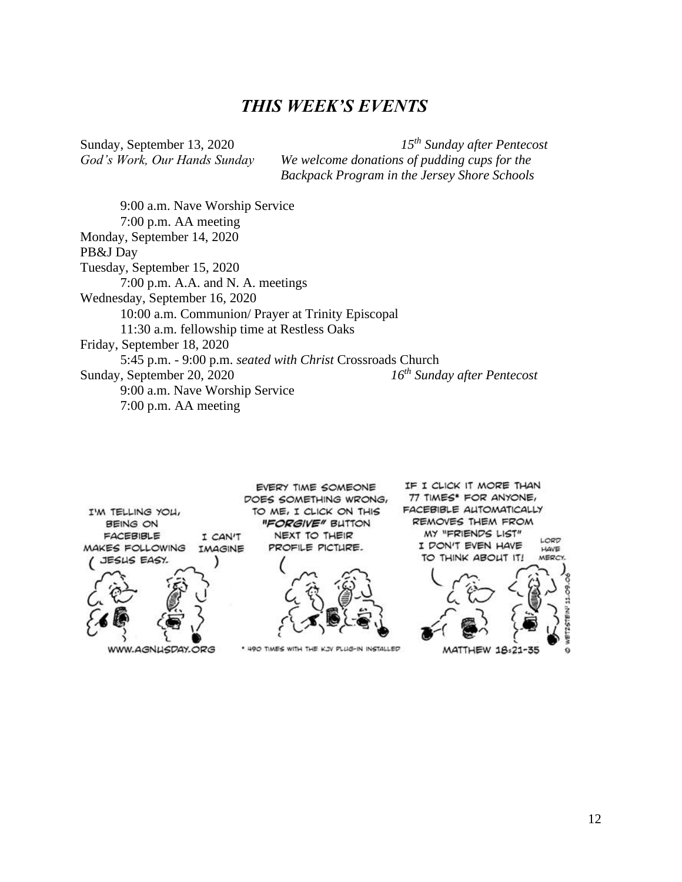## *THIS WEEK'S EVENTS*

Sunday, September 13, 2020 — *15th Sunday after Pentecost*

*God's Work, Our Hands Sunday* — *We welcome donations of pudding cups for the Backpack Program in the Jersey Shore Schools*

- 9:00 a.m. Nave Worship Service
- 7:00 p.m. AA meeting

Monday, September 14, 2020

PB&J Day

Tuesday, September 15, 2020

- 7:00 p.m. A.A. and N. A. meetings

Wednesday, September 16, 2020

- 10:00 a.m. Communion/ Prayer at Trinity Episcopal
- 11:30 a.m. fellowship time at Restless Oaks

Friday, September 18, 2020

- 5:45 p.m. - 9:00 p.m. *seated with Christ* Crossroads Church

Sunday, September 20, 2020 — *16th Sunday after Pentecost*

- 9:00 a.m. Nave Worship Service
- 7:00 p.m. AA meeting

I'M TELLING YOU, BEING ON FACEBIBLE MAKES FOLLOWING JESUS EASY.

I CAN'T IMAGINE

EVERY TIME SOMEONE DOES SOMETHING WRONG, TO ME, I CLICK ON THIS "FORGIVE" BUTTON NEXT TO THEIR PROFILE PICTURE.

IF I CLICK IT MORE THAN 77 TIMES* FOR ANYONE, FACEBIBLE AUTOMATICALLY REMOVES THEM FROM MY "FRIENDS LIST" I DON'T EVEN HAVE TO THINK ABOUT IT!

LORD HAVE MERCY.

WWW.AGNUSDAY.ORG

* 490 TIMES WITH THE KJV PLUG-IN INSTALLED

MATTHEW 18:21-35

© WETZSTEIN 11.09.06